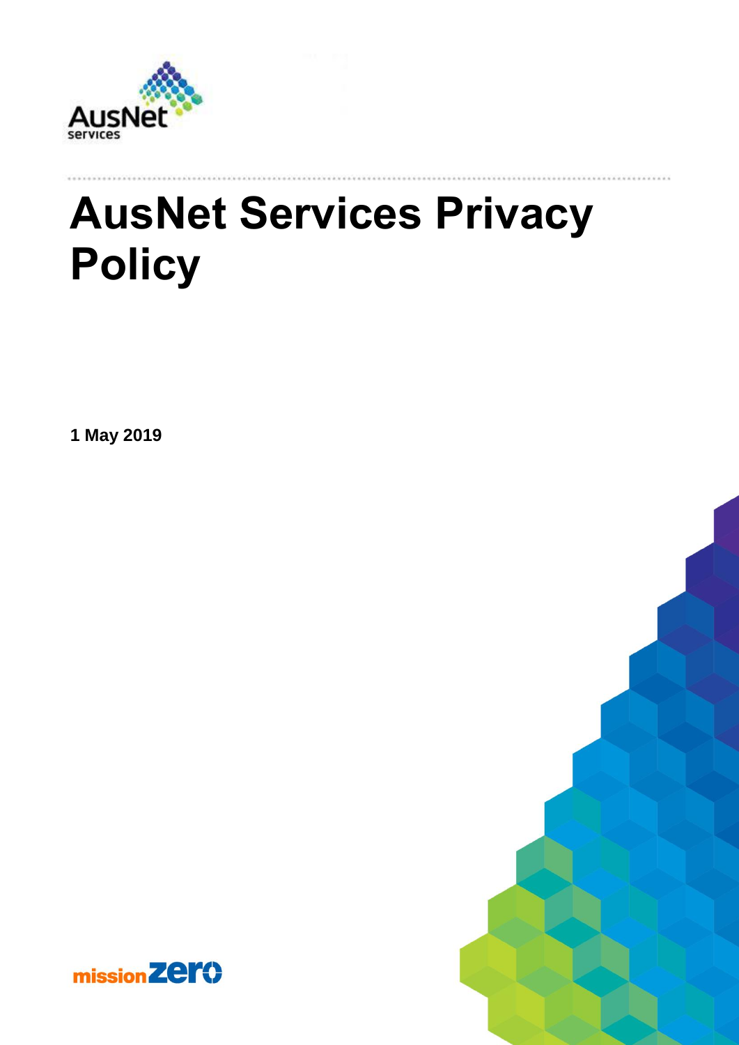# AusNet Services Privacy Policy

**1 May 2019**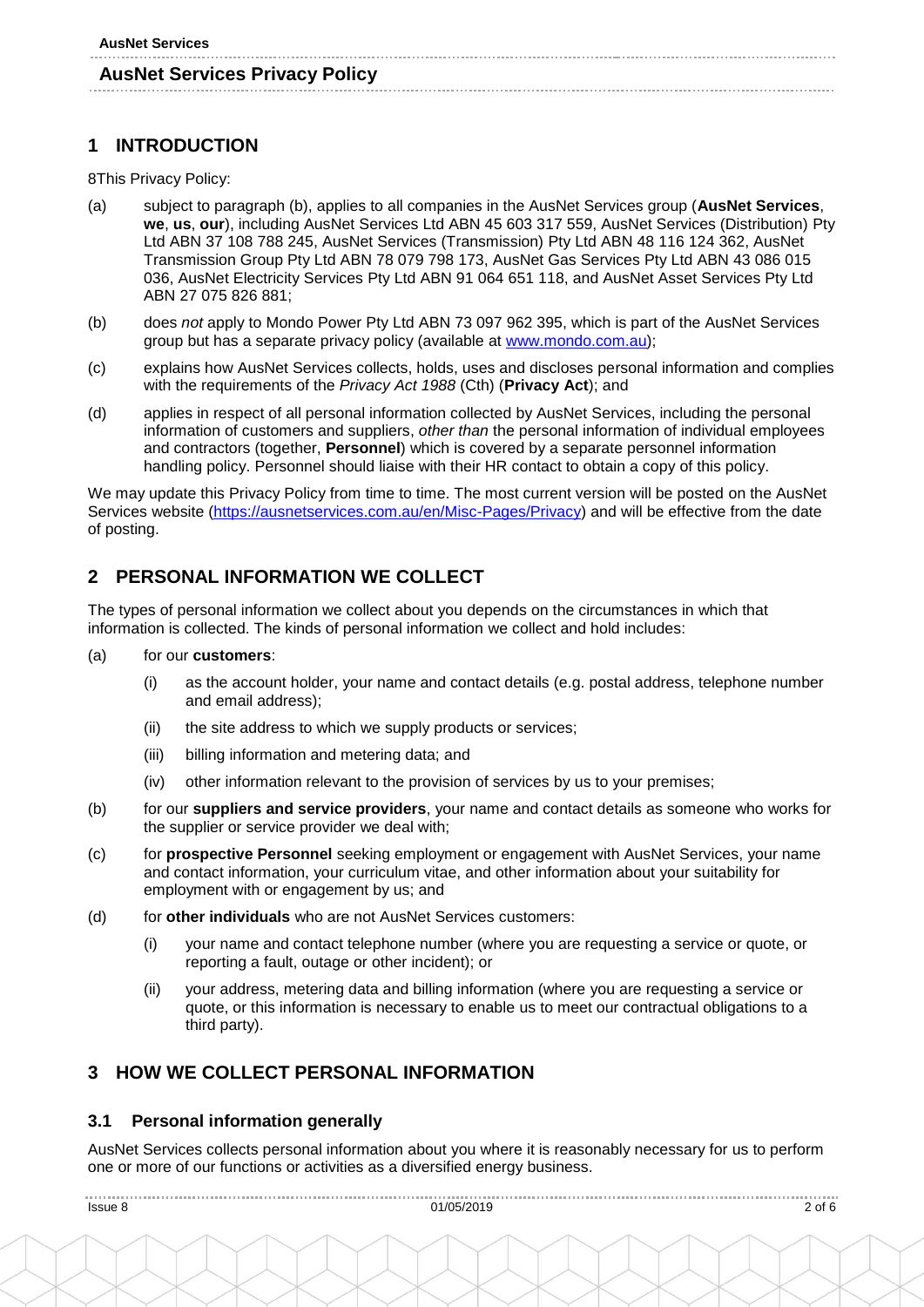# 1 INTRODUCTION

8This Privacy Policy:

(a) subject to paragraph (b), applies to all companies in the AusNet Services group (**AusNet Services**, **we**, **us**, **our**), including AusNet Services Ltd ABN 45 603 317 559, AusNet Services (Distribution) Pty Ltd ABN 37 108 788 245, AusNet Services (Transmission) Pty Ltd ABN 48 116 124 362, AusNet Transmission Group Pty Ltd ABN 78 079 798 173, AusNet Gas Services Pty Ltd ABN 43 086 015 036, AusNet Electricity Services Pty Ltd ABN 91 064 651 118, and AusNet Asset Services Pty Ltd ABN 27 075 826 881;

(b) does *not* apply to Mondo Power Pty Ltd ABN 73 097 962 395, which is part of the AusNet Services group but has a separate privacy policy (available at www.mondo.com.au);

(c) explains how AusNet Services collects, holds, uses and discloses personal information and complies with the requirements of the *Privacy Act 1988* (Cth) (**Privacy Act**); and

(d) applies in respect of all personal information collected by AusNet Services, including the personal information of customers and suppliers, *other than* the personal information of individual employees and contractors (together, **Personnel**) which is covered by a separate personnel information handling policy. Personnel should liaise with their HR contact to obtain a copy of this policy.

We may update this Privacy Policy from time to time. The most current version will be posted on the AusNet Services website (https://ausnetservices.com.au/en/Misc-Pages/Privacy) and will be effective from the date of posting.

# 2 PERSONAL INFORMATION WE COLLECT

The types of personal information we collect about you depends on the circumstances in which that information is collected. The kinds of personal information we collect and hold includes:

(a) for our **customers**:

  (i) as the account holder, your name and contact details (e.g. postal address, telephone number and email address);

  (ii) the site address to which we supply products or services;

  (iii) billing information and metering data; and

  (iv) other information relevant to the provision of services by us to your premises;

(b) for our **suppliers and service providers**, your name and contact details as someone who works for the supplier or service provider we deal with;

(c) for **prospective Personnel** seeking employment or engagement with AusNet Services, your name and contact information, your curriculum vitae, and other information about your suitability for employment with or engagement by us; and

(d) for **other individuals** who are not AusNet Services customers:

  (i) your name and contact telephone number (where you are requesting a service or quote, or reporting a fault, outage or other incident); or

  (ii) your address, metering data and billing information (where you are requesting a service or quote, or this information is necessary to enable us to meet our contractual obligations to a third party).

# 3 HOW WE COLLECT PERSONAL INFORMATION

## 3.1 Personal information generally

AusNet Services collects personal information about you where it is reasonably necessary for us to perform one or more of our functions or activities as a diversified energy business.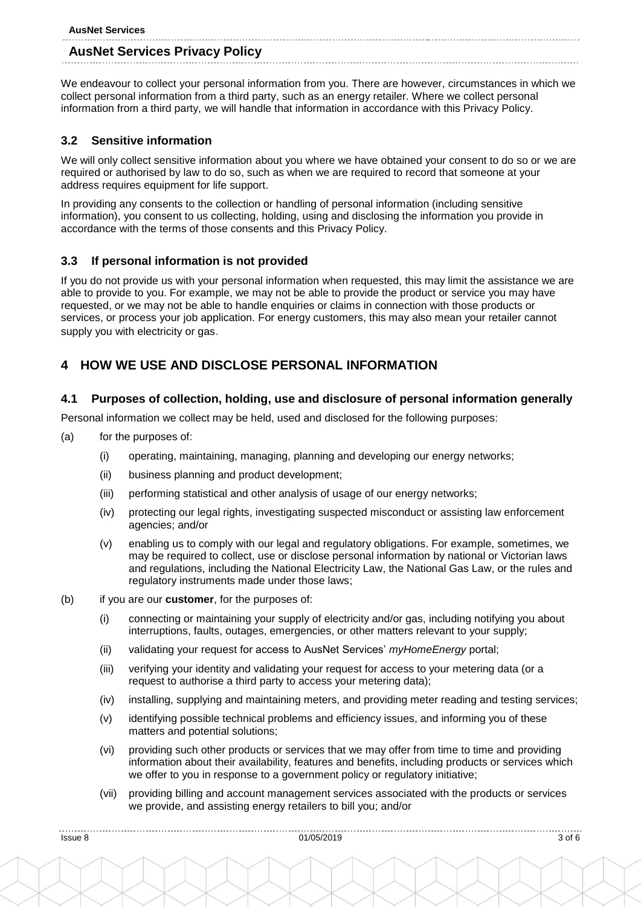We endeavour to collect your personal information from you. There are however, circumstances in which we collect personal information from a third party, such as an energy retailer. Where we collect personal information from a third party, we will handle that information in accordance with this Privacy Policy.

### 3.2 Sensitive information

We will only collect sensitive information about you where we have obtained your consent to do so or we are required or authorised by law to do so, such as when we are required to record that someone at your address requires equipment for life support.

In providing any consents to the collection or handling of personal information (including sensitive information), you consent to us collecting, holding, using and disclosing the information you provide in accordance with the terms of those consents and this Privacy Policy.

### 3.3 If personal information is not provided

If you do not provide us with your personal information when requested, this may limit the assistance we are able to provide to you. For example, we may not be able to provide the product or service you may have requested, or we may not be able to handle enquiries or claims in connection with those products or services, or process your job application. For energy customers, this may also mean your retailer cannot supply you with electricity or gas.

## 4 HOW WE USE AND DISCLOSE PERSONAL INFORMATION

### 4.1 Purposes of collection, holding, use and disclosure of personal information generally

Personal information we collect may be held, used and disclosed for the following purposes:

(a) for the purposes of:

  (i) operating, maintaining, managing, planning and developing our energy networks;

  (ii) business planning and product development;

  (iii) performing statistical and other analysis of usage of our energy networks;

  (iv) protecting our legal rights, investigating suspected misconduct or assisting law enforcement agencies; and/or

  (v) enabling us to comply with our legal and regulatory obligations. For example, sometimes, we may be required to collect, use or disclose personal information by national or Victorian laws and regulations, including the National Electricity Law, the National Gas Law, or the rules and regulatory instruments made under those laws;

(b) if you are our **customer**, for the purposes of:

  (i) connecting or maintaining your supply of electricity and/or gas, including notifying you about interruptions, faults, outages, emergencies, or other matters relevant to your supply;

  (ii) validating your request for access to AusNet Services' *myHomeEnergy* portal;

  (iii) verifying your identity and validating your request for access to your metering data (or a request to authorise a third party to access your metering data);

  (iv) installing, supplying and maintaining meters, and providing meter reading and testing services;

  (v) identifying possible technical problems and efficiency issues, and informing you of these matters and potential solutions;

  (vi) providing such other products or services that we may offer from time to time and providing information about their availability, features and benefits, including products or services which we offer to you in response to a government policy or regulatory initiative;

  (vii) providing billing and account management services associated with the products or services we provide, and assisting energy retailers to bill you; and/or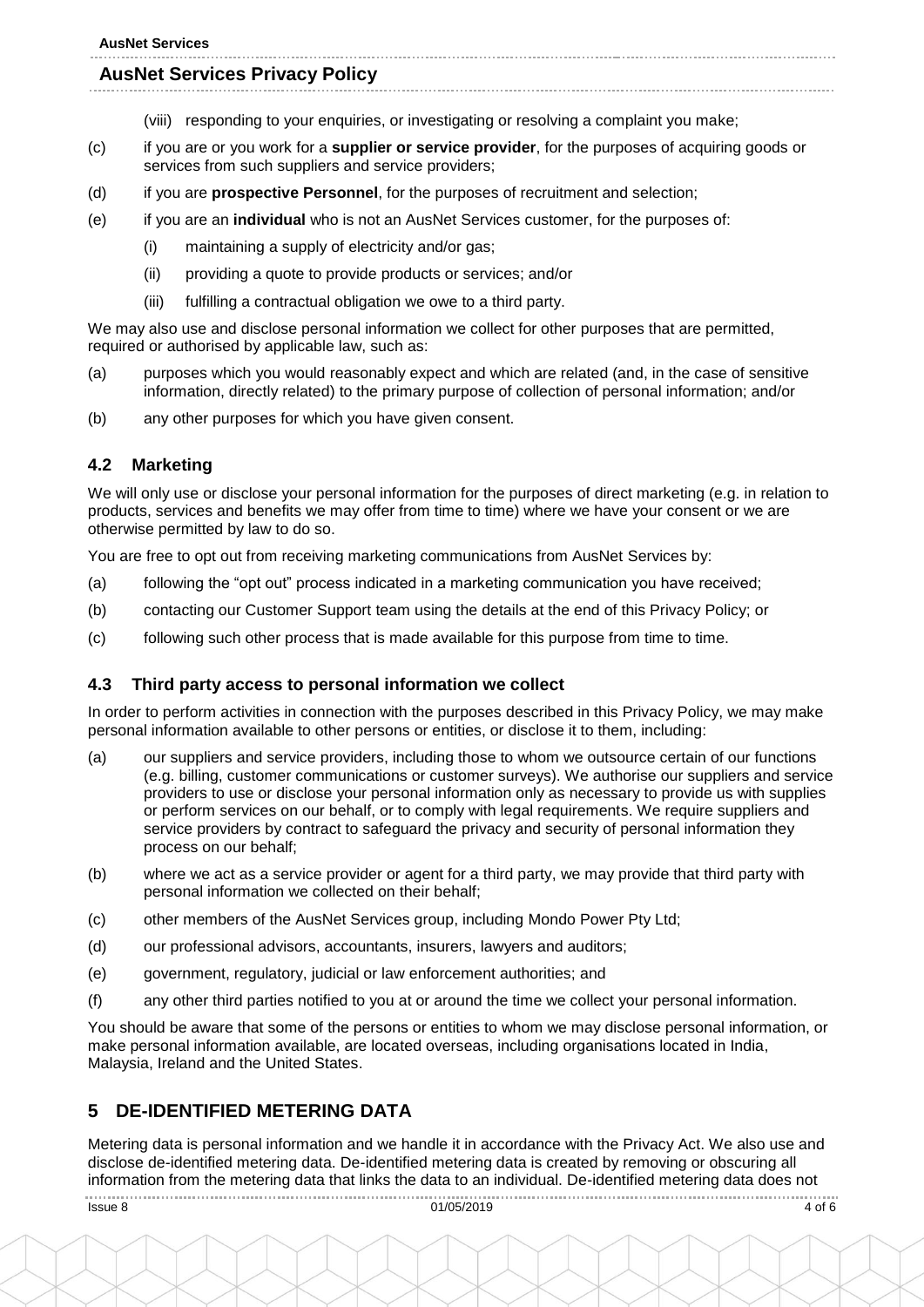(viii) responding to your enquiries, or investigating or resolving a complaint you make;

(c) if you are or you work for a **supplier or service provider**, for the purposes of acquiring goods or services from such suppliers and service providers;

(d) if you are **prospective Personnel**, for the purposes of recruitment and selection;

(e) if you are an **individual** who is not an AusNet Services customer, for the purposes of:

   (i) maintaining a supply of electricity and/or gas;

   (ii) providing a quote to provide products or services; and/or

   (iii) fulfilling a contractual obligation we owe to a third party.

We may also use and disclose personal information we collect for other purposes that are permitted, required or authorised by applicable law, such as:

(a) purposes which you would reasonably expect and which are related (and, in the case of sensitive information, directly related) to the primary purpose of collection of personal information; and/or

(b) any other purposes for which you have given consent.

### 4.2 Marketing

We will only use or disclose your personal information for the purposes of direct marketing (e.g. in relation to products, services and benefits we may offer from time to time) where we have your consent or we are otherwise permitted by law to do so.

You are free to opt out from receiving marketing communications from AusNet Services by:

(a) following the "opt out" process indicated in a marketing communication you have received;

(b) contacting our Customer Support team using the details at the end of this Privacy Policy; or

(c) following such other process that is made available for this purpose from time to time.

### 4.3 Third party access to personal information we collect

In order to perform activities in connection with the purposes described in this Privacy Policy, we may make personal information available to other persons or entities, or disclose it to them, including:

(a) our suppliers and service providers, including those to whom we outsource certain of our functions (e.g. billing, customer communications or customer surveys). We authorise our suppliers and service providers to use or disclose your personal information only as necessary to provide us with supplies or perform services on our behalf, or to comply with legal requirements. We require suppliers and service providers by contract to safeguard the privacy and security of personal information they process on our behalf;

(b) where we act as a service provider or agent for a third party, we may provide that third party with personal information we collected on their behalf;

(c) other members of the AusNet Services group, including Mondo Power Pty Ltd;

(d) our professional advisors, accountants, insurers, lawyers and auditors;

(e) government, regulatory, judicial or law enforcement authorities; and

(f) any other third parties notified to you at or around the time we collect your personal information.

You should be aware that some of the persons or entities to whom we may disclose personal information, or make personal information available, are located overseas, including organisations located in India, Malaysia, Ireland and the United States.

## 5 DE-IDENTIFIED METERING DATA

Metering data is personal information and we handle it in accordance with the Privacy Act. We also use and disclose de-identified metering data. De-identified metering data is created by removing or obscuring all information from the metering data that links the data to an individual. De-identified metering data does not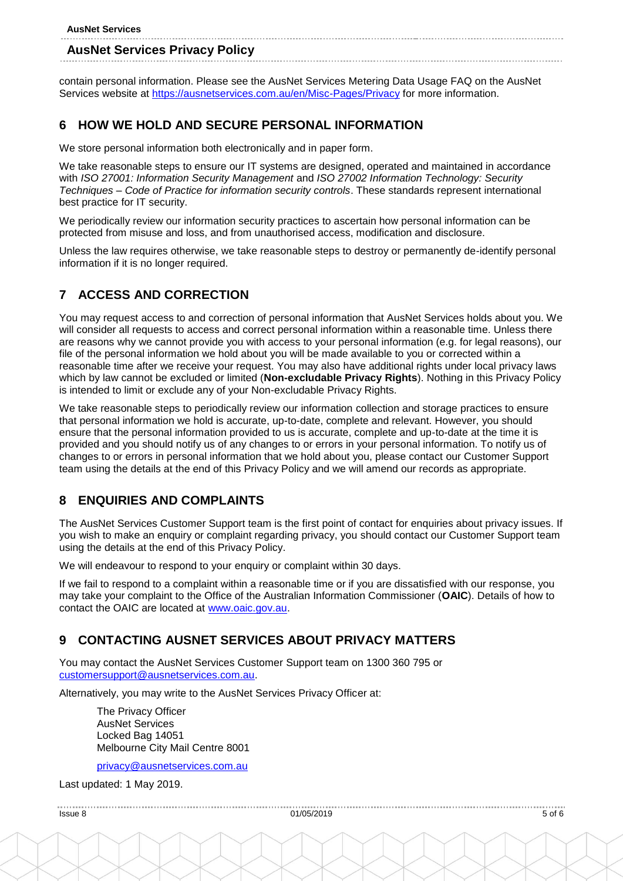contain personal information. Please see the AusNet Services Metering Data Usage FAQ on the AusNet Services website at [https://ausnetservices.com.au/en/Misc-Pages/Privacy](https://ausnetservices.com.au/en/Misc-Pages/Privacy) for more information.

## 6 HOW WE HOLD AND SECURE PERSONAL INFORMATION

We store personal information both electronically and in paper form.

We take reasonable steps to ensure our IT systems are designed, operated and maintained in accordance with *ISO 27001: Information Security Management* and *ISO 27002 Information Technology: Security Techniques – Code of Practice for information security controls*. These standards represent international best practice for IT security.

We periodically review our information security practices to ascertain how personal information can be protected from misuse and loss, and from unauthorised access, modification and disclosure.

Unless the law requires otherwise, we take reasonable steps to destroy or permanently de-identify personal information if it is no longer required.

## 7 ACCESS AND CORRECTION

You may request access to and correction of personal information that AusNet Services holds about you. We will consider all requests to access and correct personal information within a reasonable time. Unless there are reasons why we cannot provide you with access to your personal information (e.g. for legal reasons), our file of the personal information we hold about you will be made available to you or corrected within a reasonable time after we receive your request. You may also have additional rights under local privacy laws which by law cannot be excluded or limited (**Non-excludable Privacy Rights**). Nothing in this Privacy Policy is intended to limit or exclude any of your Non-excludable Privacy Rights.

We take reasonable steps to periodically review our information collection and storage practices to ensure that personal information we hold is accurate, up-to-date, complete and relevant. However, you should ensure that the personal information provided to us is accurate, complete and up-to-date at the time it is provided and you should notify us of any changes to or errors in your personal information. To notify us of changes to or errors in personal information that we hold about you, please contact our Customer Support team using the details at the end of this Privacy Policy and we will amend our records as appropriate.

## 8 ENQUIRIES AND COMPLAINTS

The AusNet Services Customer Support team is the first point of contact for enquiries about privacy issues. If you wish to make an enquiry or complaint regarding privacy, you should contact our Customer Support team using the details at the end of this Privacy Policy.

We will endeavour to respond to your enquiry or complaint within 30 days.

If we fail to respond to a complaint within a reasonable time or if you are dissatisfied with our response, you may take your complaint to the Office of the Australian Information Commissioner (**OAIC**). Details of how to contact the OAIC are located at [www.oaic.gov.au](http://www.oaic.gov.au).

## 9 CONTACTING AUSNET SERVICES ABOUT PRIVACY MATTERS

You may contact the AusNet Services Customer Support team on 1300 360 795 or [customersupport@ausnetservices.com.au](mailto:customersupport@ausnetservices.com.au).

Alternatively, you may write to the AusNet Services Privacy Officer at:

The Privacy Officer
AusNet Services
Locked Bag 14051
Melbourne City Mail Centre 8001

[privacy@ausnetservices.com.au](mailto:privacy@ausnetservices.com.au)

Last updated: 1 May 2019.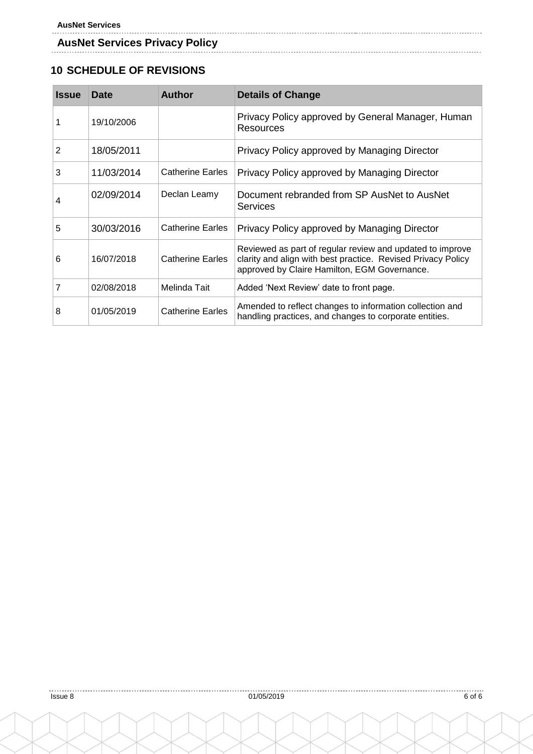## 10 SCHEDULE OF REVISIONS

| Issue | Date | Author | Details of Change |
| --- | --- | --- | --- |
| 1 | 19/10/2006 | | Privacy Policy approved by General Manager, Human Resources |
| 2 | 18/05/2011 | | Privacy Policy approved by Managing Director |
| 3 | 11/03/2014 | Catherine Earles | Privacy Policy approved by Managing Director |
| 4 | 02/09/2014 | Declan Leamy | Document rebranded from SP AusNet to AusNet Services |
| 5 | 30/03/2016 | Catherine Earles | Privacy Policy approved by Managing Director |
| 6 | 16/07/2018 | Catherine Earles | Reviewed as part of regular review and updated to improve clarity and align with best practice. Revised Privacy Policy approved by Claire Hamilton, EGM Governance. |
| 7 | 02/08/2018 | Melinda Tait | Added 'Next Review' date to front page. |
| 8 | 01/05/2019 | Catherine Earles | Amended to reflect changes to information collection and handling practices, and changes to corporate entities. |